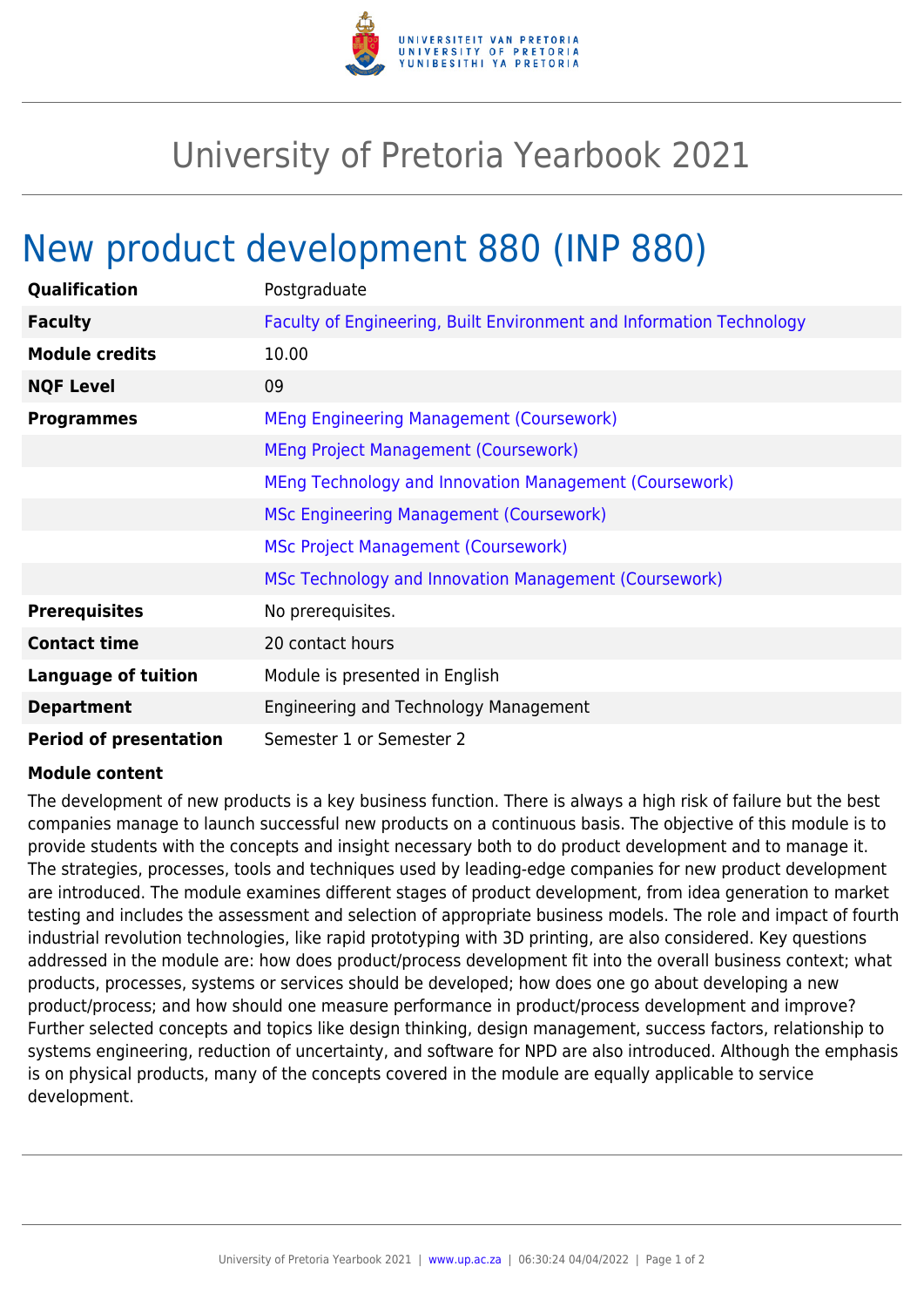# University of Pretoria Yearbook 2021

## New product development 880 (INP 880)

| | |
|---|---|
| **Qualification** | Postgraduate |
| **Faculty** | Faculty of Engineering, Built Environment and Information Technology |
| **Module credits** | 10.00 |
| **NQF Level** | 09 |
| **Programmes** | MEng Engineering Management (Coursework) |
| | MEng Project Management (Coursework) |
| | MEng Technology and Innovation Management (Coursework) |
| | MSc Engineering Management (Coursework) |
| | MSc Project Management (Coursework) |
| | MSc Technology and Innovation Management (Coursework) |
| **Prerequisites** | No prerequisites. |
| **Contact time** | 20 contact hours |
| **Language of tuition** | Module is presented in English |
| **Department** | Engineering and Technology Management |
| **Period of presentation** | Semester 1 or Semester 2 |

**Module content**

The development of new products is a key business function. There is always a high risk of failure but the best companies manage to launch successful new products on a continuous basis. The objective of this module is to provide students with the concepts and insight necessary both to do product development and to manage it. The strategies, processes, tools and techniques used by leading-edge companies for new product development are introduced. The module examines different stages of product development, from idea generation to market testing and includes the assessment and selection of appropriate business models. The role and impact of fourth industrial revolution technologies, like rapid prototyping with 3D printing, are also considered. Key questions addressed in the module are: how does product/process development fit into the overall business context; what products, processes, systems or services should be developed; how does one go about developing a new product/process; and how should one measure performance in product/process development and improve? Further selected concepts and topics like design thinking, design management, success factors, relationship to systems engineering, reduction of uncertainty, and software for NPD are also introduced. Although the emphasis is on physical products, many of the concepts covered in the module are equally applicable to service development.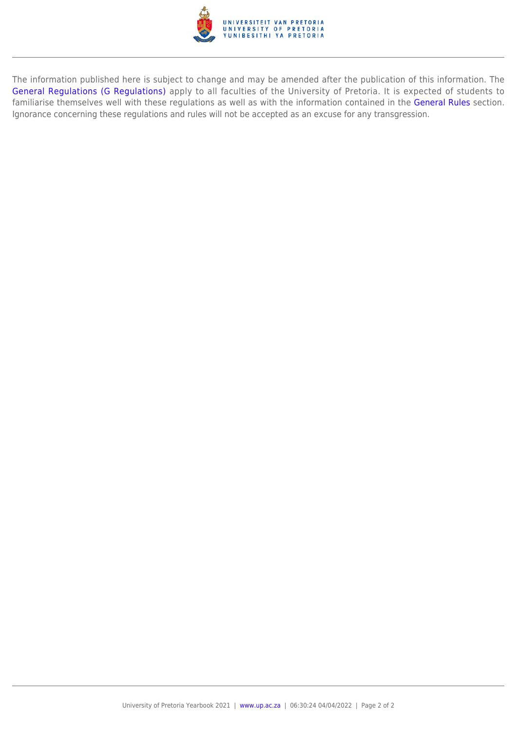The information published here is subject to change and may be amended after the publication of this information. The General Regulations (G Regulations) apply to all faculties of the University of Pretoria. It is expected of students to familiarise themselves well with these regulations as well as with the information contained in the General Rules section. Ignorance concerning these regulations and rules will not be accepted as an excuse for any transgression.